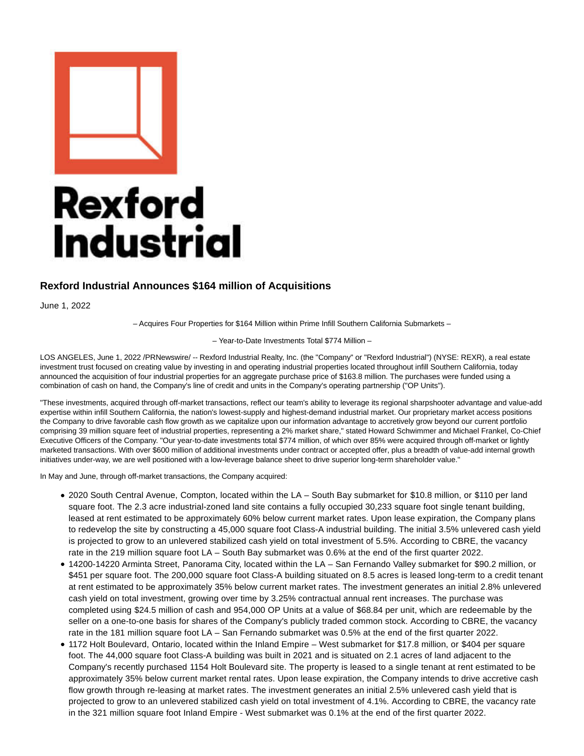Rexford Industrial

# Rexford Industrial Announces $164 million of Acquisitions

June 1, 2022

– Acquires Four Properties for $164 Million within Prime Infill Southern California Submarkets –

– Year-to-Date Investments Total $774 Million –

LOS ANGELES, June 1, 2022 /PRNewswire/ -- Rexford Industrial Realty, Inc. (the "Company" or "Rexford Industrial") (NYSE: REXR), a real estate investment trust focused on creating value by investing in and operating industrial properties located throughout infill Southern California, today announced the acquisition of four industrial properties for an aggregate purchase price of $163.8 million. The purchases were funded using a combination of cash on hand, the Company's line of credit and units in the Company's operating partnership ("OP Units").

"These investments, acquired through off-market transactions, reflect our team's ability to leverage its regional sharpshooter advantage and value-add expertise within infill Southern California, the nation's lowest-supply and highest-demand industrial market. Our proprietary market access positions the Company to drive favorable cash flow growth as we capitalize upon our information advantage to accretively grow beyond our current portfolio comprising 39 million square feet of industrial properties, representing a 2% market share," stated Howard Schwimmer and Michael Frankel, Co-Chief Executive Officers of the Company. "Our year-to-date investments total $774 million, of which over 85% were acquired through off-market or lightly marketed transactions. With over $600 million of additional investments under contract or accepted offer, plus a breadth of value-add internal growth initiatives under-way, we are well positioned with a low-leverage balance sheet to drive superior long-term shareholder value."

In May and June, through off-market transactions, the Company acquired:

- 2020 South Central Avenue, Compton, located within the LA – South Bay submarket for $10.8 million, or $110 per land square foot. The 2.3 acre industrial-zoned land site contains a fully occupied 30,233 square foot single tenant building, leased at rent estimated to be approximately 60% below current market rates. Upon lease expiration, the Company plans to redevelop the site by constructing a 45,000 square foot Class-A industrial building. The initial 3.5% unlevered cash yield is projected to grow to an unlevered stabilized cash yield on total investment of 5.5%. According to CBRE, the vacancy rate in the 219 million square foot LA – South Bay submarket was 0.6% at the end of the first quarter 2022.
- 14200-14220 Arminta Street, Panorama City, located within the LA – San Fernando Valley submarket for $90.2 million, or $451 per square foot. The 200,000 square foot Class-A building situated on 8.5 acres is leased long-term to a credit tenant at rent estimated to be approximately 35% below current market rates. The investment generates an initial 2.8% unlevered cash yield on total investment, growing over time by 3.25% contractual annual rent increases. The purchase was completed using $24.5 million of cash and 954,000 OP Units at a value of $68.84 per unit, which are redeemable by the seller on a one-to-one basis for shares of the Company's publicly traded common stock. According to CBRE, the vacancy rate in the 181 million square foot LA – San Fernando submarket was 0.5% at the end of the first quarter 2022.
- 1172 Holt Boulevard, Ontario, located within the Inland Empire – West submarket for $17.8 million, or $404 per square foot. The 44,000 square foot Class-A building was built in 2021 and is situated on 2.1 acres of land adjacent to the Company's recently purchased 1154 Holt Boulevard site. The property is leased to a single tenant at rent estimated to be approximately 35% below current market rental rates. Upon lease expiration, the Company intends to drive accretive cash flow growth through re-leasing at market rates. The investment generates an initial 2.5% unlevered cash yield that is projected to grow to an unlevered stabilized cash yield on total investment of 4.1%. According to CBRE, the vacancy rate in the 321 million square foot Inland Empire - West submarket was 0.1% at the end of the first quarter 2022.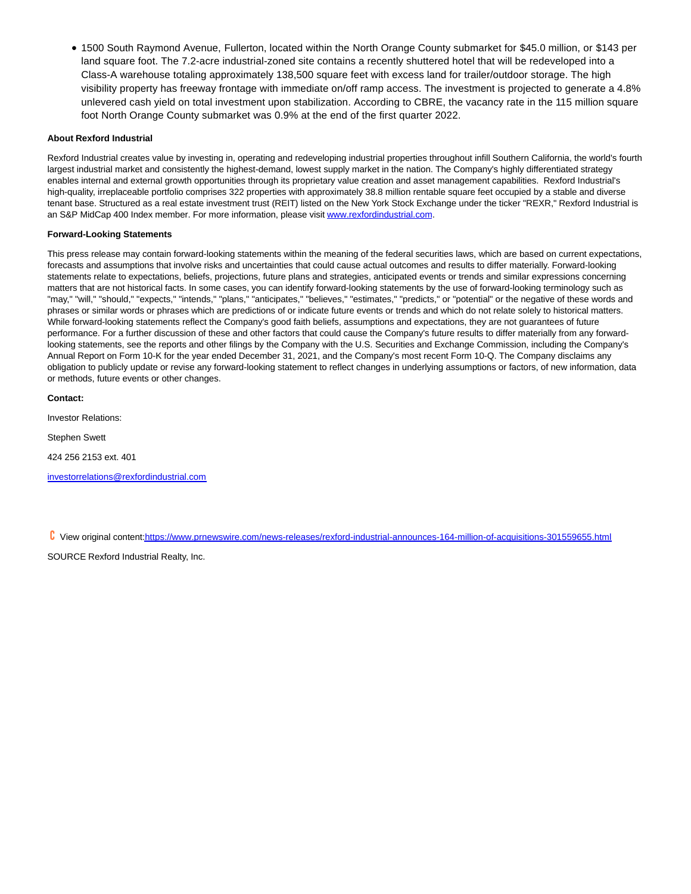- 1500 South Raymond Avenue, Fullerton, located within the North Orange County submarket for $45.0 million, or $143 per land square foot. The 7.2-acre industrial-zoned site contains a recently shuttered hotel that will be redeveloped into a Class-A warehouse totaling approximately 138,500 square feet with excess land for trailer/outdoor storage. The high visibility property has freeway frontage with immediate on/off ramp access. The investment is projected to generate a 4.8% unlevered cash yield on total investment upon stabilization. According to CBRE, the vacancy rate in the 115 million square foot North Orange County submarket was 0.9% at the end of the first quarter 2022.

**About Rexford Industrial**

Rexford Industrial creates value by investing in, operating and redeveloping industrial properties throughout infill Southern California, the world's fourth largest industrial market and consistently the highest-demand, lowest supply market in the nation. The Company's highly differentiated strategy enables internal and external growth opportunities through its proprietary value creation and asset management capabilities. Rexford Industrial's high-quality, irreplaceable portfolio comprises 322 properties with approximately 38.8 million rentable square feet occupied by a stable and diverse tenant base. Structured as a real estate investment trust (REIT) listed on the New York Stock Exchange under the ticker "REXR," Rexford Industrial is an S&P MidCap 400 Index member. For more information, please visit www.rexfordindustrial.com.

**Forward-Looking Statements**

This press release may contain forward-looking statements within the meaning of the federal securities laws, which are based on current expectations, forecasts and assumptions that involve risks and uncertainties that could cause actual outcomes and results to differ materially. Forward-looking statements relate to expectations, beliefs, projections, future plans and strategies, anticipated events or trends and similar expressions concerning matters that are not historical facts. In some cases, you can identify forward-looking statements by the use of forward-looking terminology such as "may," "will," "should," "expects," "intends," "plans," "anticipates," "believes," "estimates," "predicts," or "potential" or the negative of these words and phrases or similar words or phrases which are predictions of or indicate future events or trends and which do not relate solely to historical matters. While forward-looking statements reflect the Company's good faith beliefs, assumptions and expectations, they are not guarantees of future performance. For a further discussion of these and other factors that could cause the Company's future results to differ materially from any forward-looking statements, see the reports and other filings by the Company with the U.S. Securities and Exchange Commission, including the Company's Annual Report on Form 10-K for the year ended December 31, 2021, and the Company's most recent Form 10-Q. The Company disclaims any obligation to publicly update or revise any forward-looking statement to reflect changes in underlying assumptions or factors, of new information, data or methods, future events or other changes.

**Contact:**

Investor Relations:

Stephen Swett

424 256 2153 ext. 401

investorrelations@rexfordindustrial.com

View original content:https://www.prnewswire.com/news-releases/rexford-industrial-announces-164-million-of-acquisitions-301559655.html

SOURCE Rexford Industrial Realty, Inc.